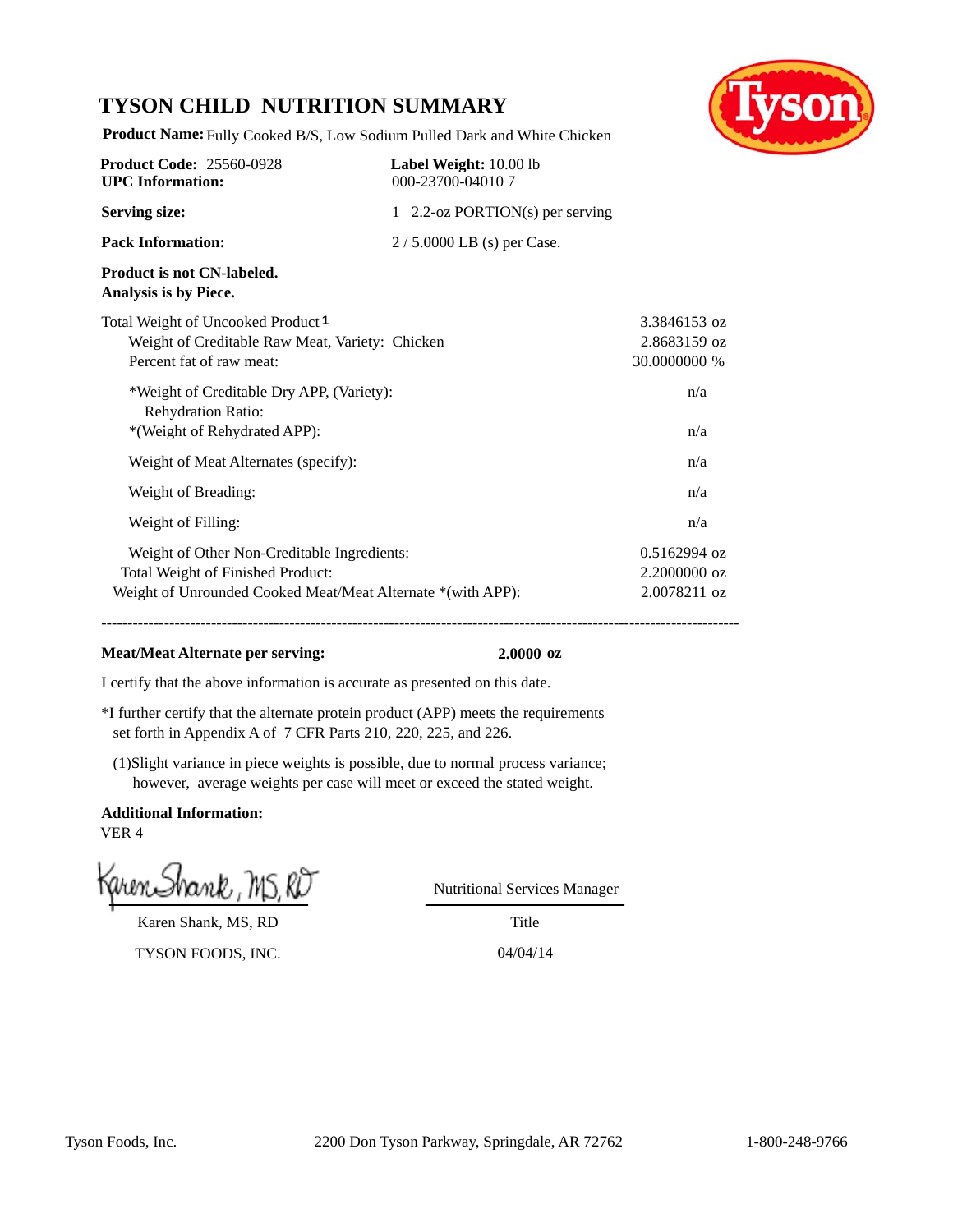# TYSON CHILD NUTRITION SUMMARY

**Product Name:** Fully Cooked B/S, Low Sodium Pulled Dark and White Chicken

| | |
|---|---|
| **Product Code:** 25560-0928 | **Label Weight:** 10.00 lb |
| **UPC Information:** | 000-23700-04010 7 |
| **Serving size:** | 1 2.2-oz PORTION(s) per serving |
| **Pack Information:** | 2 / 5.0000 LB (s) per Case. |

**Product is not CN-labeled.**
**Analysis is by Piece.**

| | |
|---|---|
| Total Weight of Uncooked Product [1] | 3.3846153 oz |
| Weight of Creditable Raw Meat, Variety: Chicken | 2.8683159 oz |
| Percent fat of raw meat: | 30.0000000 % |
| *Weight of Creditable Dry APP, (Variety): | n/a |
| Rehydration Ratio: | |
| *(Weight of Rehydrated APP): | n/a |
| Weight of Meat Alternates (specify): | n/a |
| Weight of Breading: | n/a |
| Weight of Filling: | n/a |
| Weight of Other Non-Creditable Ingredients: | 0.5162994 oz |
| Total Weight of Finished Product: | 2.2000000 oz |
| Weight of Unrounded Cooked Meat/Meat Alternate *(with APP): | 2.0078211 oz |

---

**Meat/Meat Alternate per serving:** **2.0000 oz**

I certify that the above information is accurate as presented on this date.

*I further certify that the alternate protein product (APP) meets the requirements set forth in Appendix A of 7 CFR Parts 210, 220, 225, and 226.

(1)Slight variance in piece weights is possible, due to normal process variance; however, average weights per case will meet or exceed the stated weight.

**Additional Information:**
VER 4

Karen Shank, MS, RD — Nutritional Services Manager

Karen Shank, MS, RD — Title

TYSON FOODS, INC. — 04/04/14

Tyson Foods, Inc. 2200 Don Tyson Parkway, Springdale, AR 72762 1-800-248-9766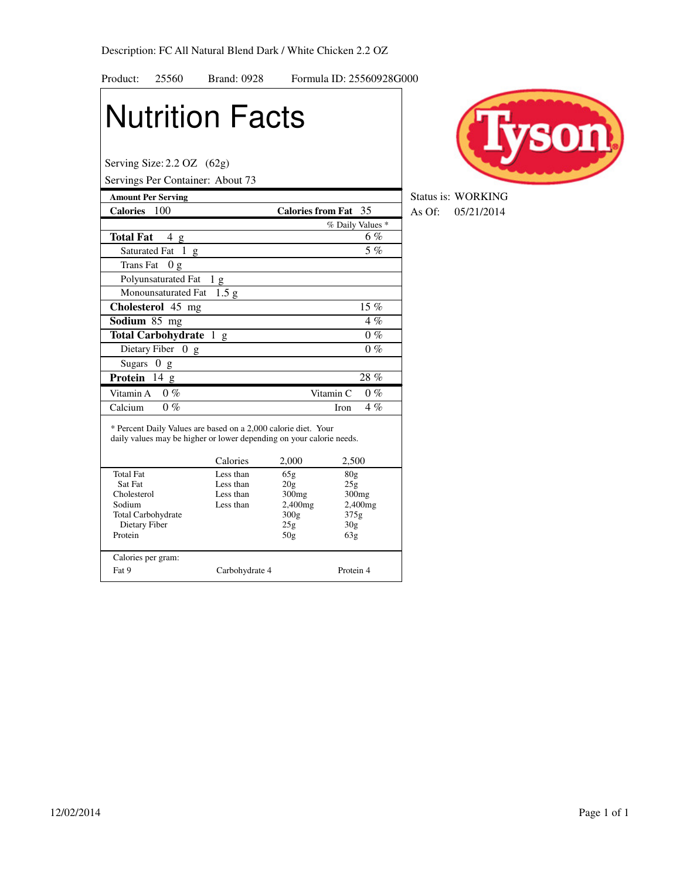Description: FC All Natural Blend Dark / White Chicken 2.2 OZ

Product: 25560 Brand: 0928 Formula ID: 25560928G000

Status is: WORKING
As Of: 05/21/2014

# Nutrition Facts

Serving Size: 2.2 OZ (62g)
Servings Per Container: About 73

| Amount Per Serving | |
|---|---|
| **Calories** 100 | **Calories from Fat** 35 |
| | % Daily Values * |
| **Total Fat** 4 g | 6 % |
| Saturated Fat 1 g | 5 % |
| Trans Fat 0 g | |
| Polyunsaturated Fat 1 g | |
| Monounsaturated Fat 1.5 g | |
| **Cholesterol** 45 mg | 15 % |
| **Sodium** 85 mg | 4 % |
| **Total Carbohydrate** 1 g | 0 % |
| Dietary Fiber 0 g | 0 % |
| Sugars 0 g | |
| **Protein** 14 g | 28 % |
| Vitamin A 0 % | Vitamin C 0 % |
| Calcium 0 % | Iron 4 % |

* Percent Daily Values are based on a 2,000 calorie diet. Your daily values may be higher or lower depending on your calorie needs.

| | Calories | 2,000 | 2,500 |
|---|---|---|---|
| Total Fat | Less than | 65g | 80g |
| Sat Fat | Less than | 20g | 25g |
| Cholesterol | Less than | 300mg | 300mg |
| Sodium | Less than | 2,400mg | 2,400mg |
| Total Carbohydrate | | 300g | 375g |
| Dietary Fiber | | 25g | 30g |
| Protein | | 50g | 63g |

Calories per gram:
Fat 9 Carbohydrate 4 Protein 4

12/02/2014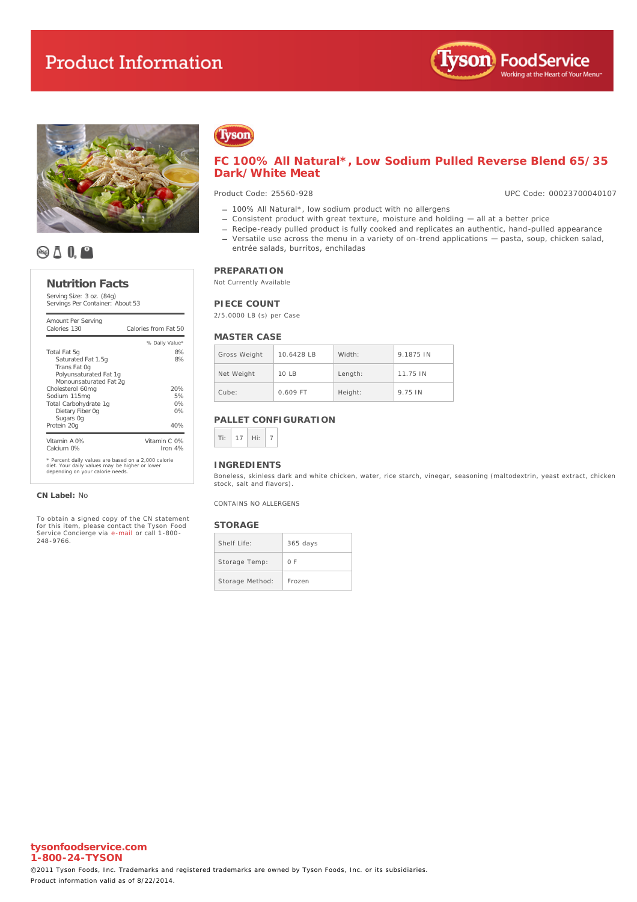# Product Information

## FC 100% All Natural*, Low Sodium Pulled Reverse Blend 65/35 Dark/White Meat

Product Code: 25560-928

UPC Code: 00023700040107

- 100% All Natural*, low sodium product with no allergens
- Consistent product with great texture, moisture and holding — all at a better price
- Recipe-ready pulled product is fully cooked and replicates an authentic, hand-pulled appearance
- Versatile use across the menu in a variety of on-trend applications — pasta, soup, chicken salad, entrée salads, burritos, enchiladas

### Nutrition Facts

Serving Size: 3 oz. (84g)
Servings Per Container: About 53

| Amount Per Serving | |
|---|---|
| Calories 130 | Calories from Fat 50 |
| | % Daily Value* |
| Total Fat 5g | 8% |
| Saturated Fat 1.5g | 8% |
| Trans Fat 0g | |
| Polyunsaturated Fat 1g | |
| Monounsaturated Fat 2g | |
| Cholesterol 60mg | 20% |
| Sodium 115mg | 5% |
| Total Carbohydrate 1g | 0% |
| Dietary Fiber 0g | 0% |
| Sugars 0g | |
| Protein 20g | 40% |
| Vitamin A 0% | Vitamin C 0% |
| Calcium 0% | Iron 4% |

* Percent daily values are based on a 2,000 calorie diet. Your daily values may be higher or lower depending on your calorie needs.

**CN Label:** No

To obtain a signed copy of the CN statement for this item, please contact the Tyson Food Service Concierge via e-mail or call 1-800-248-9766.

### PREPARATION

Not Currently Available

### PIECE COUNT

2/5.0000 LB (s) per Case

### MASTER CASE

| Gross Weight | 10.6428 LB | Width: | 9.1875 IN |
|---|---|---|---|
| Net Weight | 10 LB | Length: | 11.75 IN |
| Cube: | 0.609 FT | Height: | 9.75 IN |

### PALLET CONFIGURATION

| Ti: | 17 | Hi: | 7 |
|---|---|---|---|

### INGREDIENTS

Boneless, skinless dark and white chicken, water, rice starch, vinegar, seasoning (maltodextrin, yeast extract, chicken stock, salt and flavors).

CONTAINS NO ALLERGENS

### STORAGE

| Shelf Life: | 365 days |
|---|---|
| Storage Temp: | 0 F |
| Storage Method: | Frozen |

**tysonfoodservice.com**
**1-800-24-TYSON**

©2011 Tyson Foods, Inc. Trademarks and registered trademarks are owned by Tyson Foods, Inc. or its subsidiaries.

Product information valid as of 8/22/2014.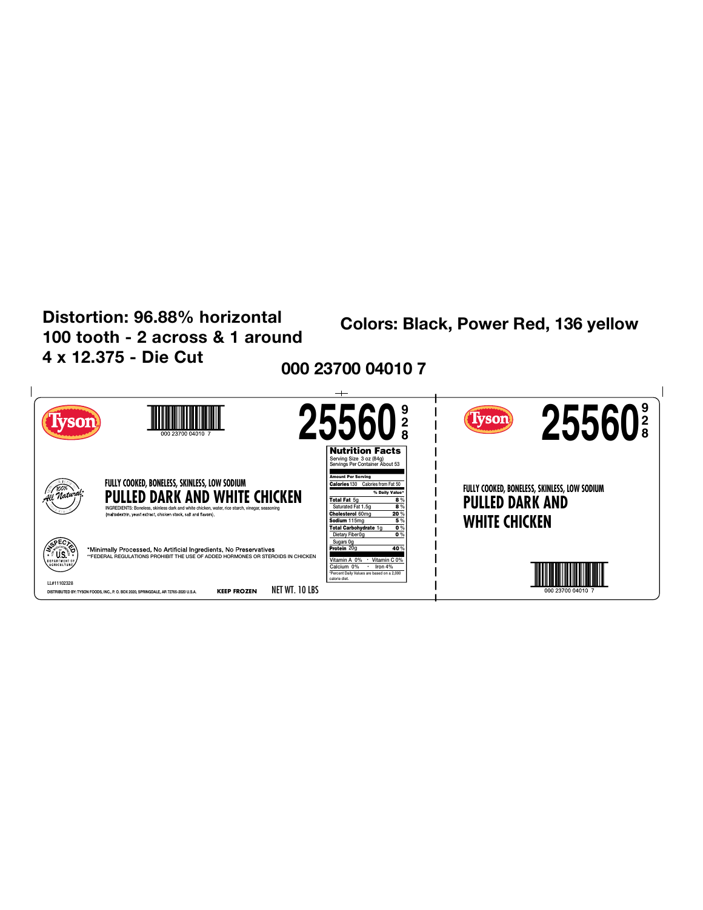**Distortion: 96.88% horizontal**
**100 tooth - 2 across & 1 around**
**4 x 12.375 - Die Cut**

**Colors: Black, Power Red, 136 yellow**

**000 23700 04010 7**

Tyson

000 23700 04010 7

# 25560 928

100% All Natural*

FULLY COOKED, BONELESS, SKINLESS, LOW SODIUM

## PULLED DARK AND WHITE CHICKEN

INGREDIENTS: Boneless, skinless dark and white chicken, water, rice starch, vinegar, seasoning (maltodextrin, yeast extract, chicken stock, salt and flavors).

**Nutrition Facts**
Serving Size 3 oz (84g)
Servings Per Container About 53

| Amount Per Serving | |
|---|---|
| **Calories** 130 Calories from Fat 50 | |
| | **% Daily Value*** |
| **Total Fat** 5g | **8 %** |
| Saturated Fat 1.5g | **8 %** |
| **Cholesterol** 60mg | **20 %** |
| **Sodium** 115mg | **5 %** |
| **Total Carbohydrate** 1g | **0 %** |
| Dietary Fiber 0g | **0 %** |
| Sugars 0g | |
| **Protein** 20g | **40 %** |
| Vitamin A 0% · Vitamin C 0% | |
| Calcium 0% · Iron 4% | |

*Percent Daily Values are based on a 2,000 calorie diet.

INSPECTED AND PASSED BY DEPARTMENT OF AGRICULTURE U.S.

*Minimally Processed, No Artificial Ingredients, No Preservatives
**FEDERAL REGULATIONS PROHIBIT THE USE OF ADDED HORMONES OR STEROIDS IN CHICKEN

LL#11102328

DISTRIBUTED BY: TYSON FOODS, INC., P. O. BOX 2020, SPRINGDALE, AR 72765-2020 U.S.A.    **KEEP FROZEN**    NET WT. 10 LBS

Tyson

# 25560 928

FULLY COOKED, BONELESS, SKINLESS, LOW SODIUM

## PULLED DARK AND WHITE CHICKEN

000 23700 04010 7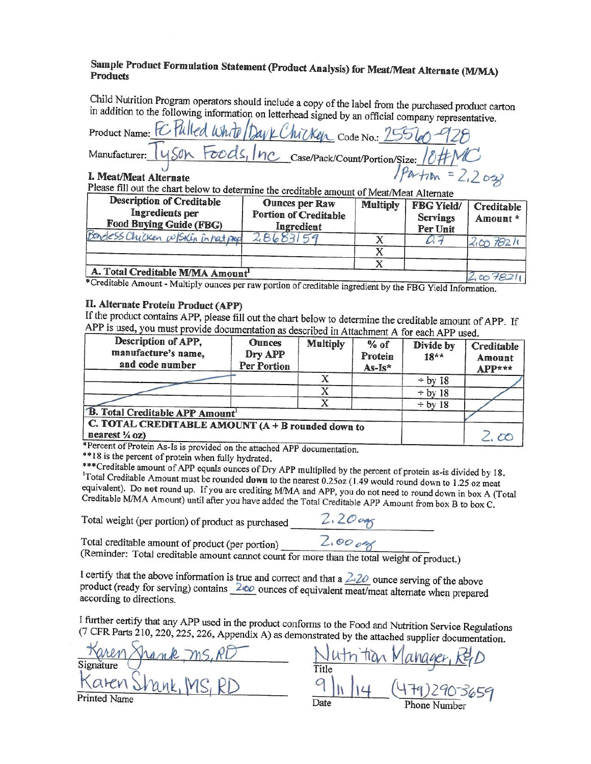## Sample Product Formulation Statement (Product Analysis) for Meat/Meat Alternate (M/MA) Products

Child Nutrition Program operators should include a copy of the label from the purchased product carton in addition to the following information on letterhead signed by an official company representative.

Product Name: FC Pulled White/Dark Chicken Code No.: 25560-928

Manufacturer: Tyson Foods, Inc Case/Pack/Count/Portion/Size: 10# MC 1 Portion = 2.2 oz

### I. Meat/Meat Alternate

Please fill out the chart below to determine the creditable amount of Meat/Meat Alternate

| Description of Creditable Ingredients per Food Buying Guide (FBG) | Ounces per Raw Portion of Creditable Ingredient | Multiply | FBG Yield/ Servings Per Unit | Creditable Amount * |
|---|---|---|---|---|
| Boneless Chicken w/Skin in nat prop | 2.8683159 | X | 0.7 | 2.0078211 |
| | | X | | |
| | | X | | |
| **A. Total Creditable M/MA Amount**[1] | | | | 2.0078211 |

*Creditable Amount - Multiply ounces per raw portion of creditable ingredient by the FBG Yield Information.

### II. Alternate Protein Product (APP)

If the product contains APP, please fill out the chart below to determine the creditable amount of APP. If APP is used, you must provide documentation as described in Attachment A for each APP used.

| Description of APP, manufacture's name, and code number | Ounces Dry APP Per Portion | Multiply | % of Protein As-Is* | Divide by 18** | Creditable Amount APP*** |
|---|---|---|---|---|---|
| | | X | | ÷ by 18 | |
| | | X | | ÷ by 18 | |
| | | X | | ÷ by 18 | |
| **B. Total Creditable APP Amount**[1] | | | | | |
| **C. TOTAL CREDITABLE AMOUNT (A + B rounded down to nearest ¼ oz)** | | | | | 2.00 |

*Percent of Protein As-Is is provided on the attached APP documentation.

**18 is the percent of protein when fully hydrated.

***Creditable amount of APP equals ounces of Dry APP multiplied by the percent of protein as-is divided by 18.

[1]Total Creditable Amount must be rounded **down** to the nearest 0.25oz (1.49 would round down to 1.25 oz meat equivalent). Do **not** round up. If you are crediting M/MA and APP, you do not need to round down in box A (Total Creditable M/MA Amount) until after you have added the Total Creditable APP Amount from box B to box C.

Total weight (per portion) of product as purchased 2.20 oz

Total creditable amount of product (per portion) 2.00 oz

(Reminder: Total creditable amount cannot count for more than the total weight of product.)

I certify that the above information is true and correct and that a 2.20 ounce serving of the above product (ready for serving) contains 2.00 ounces of equivalent meat/meat alternate when prepared according to directions.

I further certify that any APP used in the product conforms to the Food and Nutrition Service Regulations (7 CFR Parts 210, 220, 225, 226, Appendix A) as demonstrated by the attached supplier documentation.

Signature: Karen Shank MS, RD

Title: Nutrition Manager, R&D

Printed Name: Karen Shank, MS, RD

Date: 9/11/14

Phone Number: (479)290-3659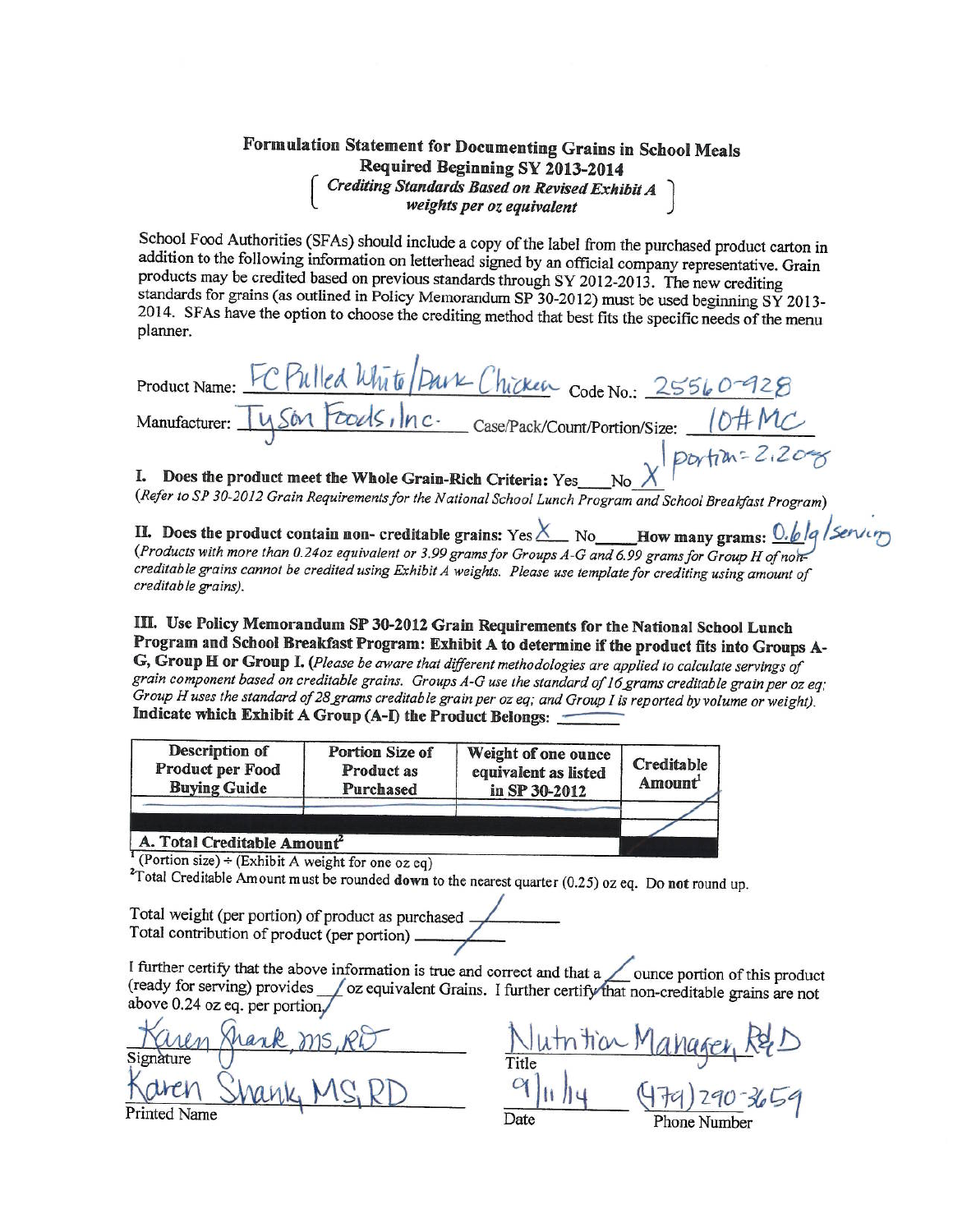# Formulation Statement for Documenting Grains in School Meals

**Required Beginning SY 2013-2014**

***Crediting Standards Based on Revised Exhibit A weights per oz equivalent***

School Food Authorities (SFAs) should include a copy of the label from the purchased product carton in addition to the following information on letterhead signed by an official company representative. Grain products may be credited based on previous standards through SY 2012-2013. The new crediting standards for grains (as outlined in Policy Memorandum SP 30-2012) must be used beginning SY 2013-2014. SFAs have the option to choose the crediting method that best fits the specific needs of the menu planner.

Product Name: FC Pulled White/Dark Chicken Code No.: 25560-928

Manufacturer: Tyson Foods, Inc. Case/Pack/Count/Portion/Size: 10# MC 1 portion = 2.20 oz

**I. Does the product meet the Whole Grain-Rich Criteria:** Yes___ No X

*(Refer to SP 30-2012 Grain Requirements for the National School Lunch Program and School Breakfast Program)*

**II. Does the product contain non- creditable grains:** Yes X No___ **How many grams:** 0.61g/serving

*(Products with more than 0.24oz equivalent or 3.99 grams for Groups A-G and 6.99 grams for Group H of non-creditable grains cannot be credited using Exhibit A weights. Please use template for crediting using amount of creditable grains).*

**III. Use Policy Memorandum SP 30-2012 Grain Requirements for the National School Lunch Program and School Breakfast Program: Exhibit A to determine if the product fits into Groups A-G, Group H or Group I.** *(Please be aware that different methodologies are applied to calculate servings of grain component based on creditable grains. Groups A-G use the standard of 16 grams creditable grain per oz eq; Group H uses the standard of 28 grams creditable grain per oz eq; and Group I is reported by volume or weight).*
**Indicate which Exhibit A Group (A-I) the Product Belongs:** ______

| Description of Product per Food Buying Guide | Portion Size of Product as Purchased | Weight of one ounce equivalent as listed in SP 30-2012 | Creditable Amount[1] |
|---|---|---|---|
| | | | |
| | | | |
| **A. Total Creditable Amount[2]** | | | |

[1] (Portion size) ÷ (Exhibit A weight for one oz eq)

[2] Total Creditable Amount must be rounded **down** to the nearest quarter (0.25) oz eq. Do **not** round up.

Total weight (per portion) of product as purchased ______

Total contribution of product (per portion) ______

I further certify that the above information is true and correct and that a ___ ounce portion of this product (ready for serving) provides ___ oz equivalent Grains. I further certify that non-creditable grains are not above 0.24 oz eq. per portion.

Signature: Karen Shank, MS, RD

Printed Name: Karen Shank, MS, RD

Title: Nutrition Manager, R&D

Date: 9/11/14

Phone Number: (479) 290-3659